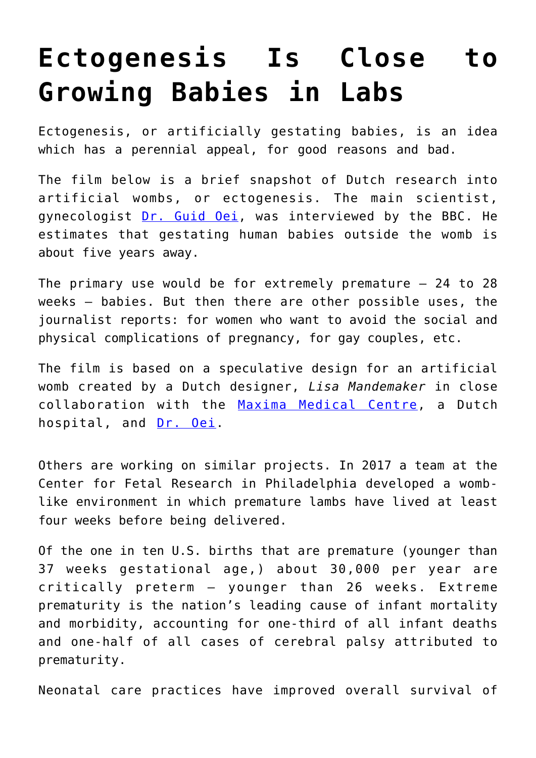# Ectogenesis Is Close to Growing Babies in Labs

Ectogenesis, or artificially gestating babies, is an idea which has a perennial appeal, for good reasons and bad.

The film below is a brief snapshot of Dutch research into artificial wombs, or ectogenesis. The main scientist, gynecologist Dr. Guid Oei, was interviewed by the BBC. He estimates that gestating human babies outside the womb is about five years away.

The primary use would be for extremely premature – 24 to 28 weeks – babies. But then there are other possible uses, the journalist reports: for women who want to avoid the social and physical complications of pregnancy, for gay couples, etc.

The film is based on a speculative design for an artificial womb created by a Dutch designer, *Lisa Mandemaker* in close collaboration with the Maxima Medical Centre, a Dutch hospital, and Dr. Oei.

Others are working on similar projects. In 2017 a team at the Center for Fetal Research in Philadelphia developed a womb-like environment in which premature lambs have lived at least four weeks before being delivered.

Of the one in ten U.S. births that are premature (younger than 37 weeks gestational age,) about 30,000 per year are critically preterm – younger than 26 weeks. Extreme prematurity is the nation's leading cause of infant mortality and morbidity, accounting for one-third of all infant deaths and one-half of all cases of cerebral palsy attributed to prematurity.

Neonatal care practices have improved overall survival of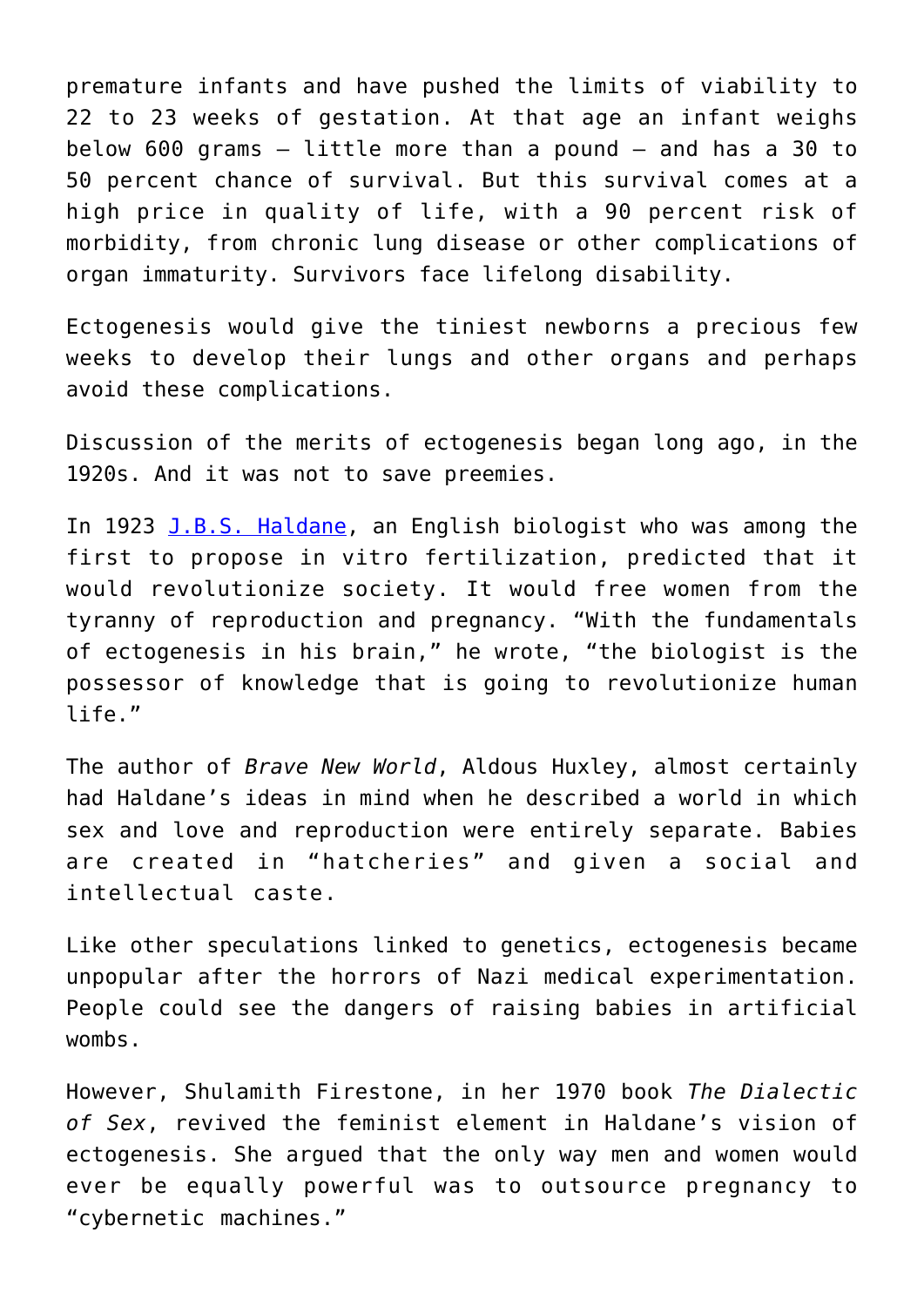premature infants and have pushed the limits of viability to 22 to 23 weeks of gestation. At that age an infant weighs below 600 grams — little more than a pound — and has a 30 to 50 percent chance of survival. But this survival comes at a high price in quality of life, with a 90 percent risk of morbidity, from chronic lung disease or other complications of organ immaturity. Survivors face lifelong disability.

Ectogenesis would give the tiniest newborns a precious few weeks to develop their lungs and other organs and perhaps avoid these complications.

Discussion of the merits of ectogenesis began long ago, in the 1920s. And it was not to save preemies.

In 1923 J.B.S. Haldane, an English biologist who was among the first to propose in vitro fertilization, predicted that it would revolutionize society. It would free women from the tyranny of reproduction and pregnancy. "With the fundamentals of ectogenesis in his brain," he wrote, "the biologist is the possessor of knowledge that is going to revolutionize human life."

The author of *Brave New World*, Aldous Huxley, almost certainly had Haldane's ideas in mind when he described a world in which sex and love and reproduction were entirely separate. Babies are created in "hatcheries" and given a social and intellectual caste.

Like other speculations linked to genetics, ectogenesis became unpopular after the horrors of Nazi medical experimentation. People could see the dangers of raising babies in artificial wombs.

However, Shulamith Firestone, in her 1970 book *The Dialectic of Sex*, revived the feminist element in Haldane's vision of ectogenesis. She argued that the only way men and women would ever be equally powerful was to outsource pregnancy to "cybernetic machines."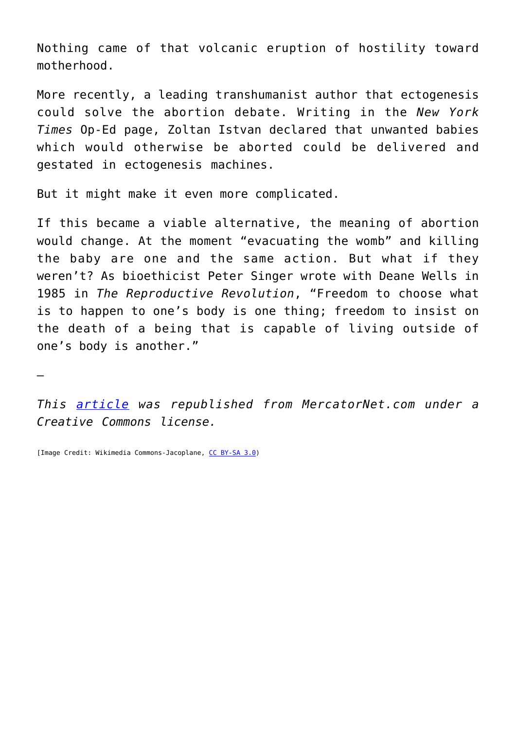Nothing came of that volcanic eruption of hostility toward motherhood.

More recently, a leading transhumanist author that ectogenesis could solve the abortion debate. Writing in the *New York Times* Op-Ed page, Zoltan Istvan declared that unwanted babies which would otherwise be aborted could be delivered and gestated in ectogenesis machines.

But it might make it even more complicated.

If this became a viable alternative, the meaning of abortion would change. At the moment "evacuating the womb" and killing the baby are one and the same action. But what if they weren't? As bioethicist Peter Singer wrote with Deane Wells in 1985 in *The Reproductive Revolution*, "Freedom to choose what is to happen to one's body is one thing; freedom to insist on the death of a being that is capable of living outside of one's body is another."

–

*This [article](article) was republished from MercatorNet.com under a Creative Commons license.*

[Image Credit: Wikimedia Commons-Jacoplane, [CC BY-SA 3.0](CC BY-SA 3.0)]